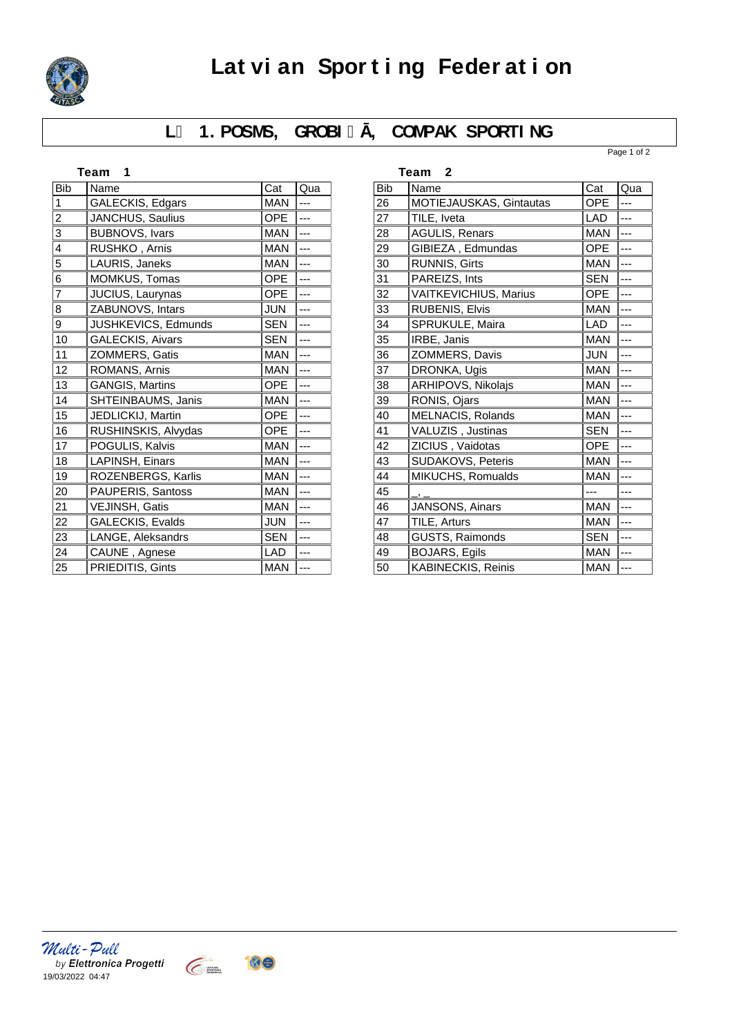# Latvian Sporting Federation

## L 1. POSMS, GROBIŅĀ, COMPAK SPORTING

**Team 1**

| Bib | Name | Cat | Qua |
|---|---|---|---|
| 1 | GALECKIS, Edgars | MAN | --- |
| 2 | JANCHUS, Saulius | OPE | --- |
| 3 | BUBNOVS, Ivars | MAN | --- |
| 4 | RUSHKO , Arnis | MAN | --- |
| 5 | LAURIS, Janeks | MAN | --- |
| 6 | MOMKUS, Tomas | OPE | --- |
| 7 | JUCIUS, Laurynas | OPE | --- |
| 8 | ZABUNOVS, Intars | JUN | --- |
| 9 | JUSHKEVICS, Edmunds | SEN | --- |
| 10 | GALECKIS, Aivars | SEN | --- |
| 11 | ZOMMERS, Gatis | MAN | --- |
| 12 | ROMANS, Arnis | MAN | --- |
| 13 | GANGIS, Martins | OPE | --- |
| 14 | SHTEINBAUMS, Janis | MAN | --- |
| 15 | JEDLICKIJ, Martin | OPE | --- |
| 16 | RUSHINSKIS, Alvydas | OPE | --- |
| 17 | POGULIS, Kalvis | MAN | --- |
| 18 | LAPINSH, Einars | MAN | --- |
| 19 | ROZENBERGS, Karlis | MAN | --- |
| 20 | PAUPERIS, Santoss | MAN | --- |
| 21 | VEJINSH, Gatis | MAN | --- |
| 22 | GALECKIS, Evalds | JUN | --- |
| 23 | LANGE, Aleksandrs | SEN | --- |
| 24 | CAUNE , Agnese | LAD | --- |
| 25 | PRIEDITIS, Gints | MAN | --- |

**Team 2**

| Bib | Name | Cat | Qua |
|---|---|---|---|
| 26 | MOTIEJAUSKAS, Gintautas | OPE | --- |
| 27 | TILE, Iveta | LAD | --- |
| 28 | AGULIS, Renars | MAN | --- |
| 29 | GIBIEZA , Edmundas | OPE | --- |
| 30 | RUNNIS, Girts | MAN | --- |
| 31 | PAREIZS, Ints | SEN | --- |
| 32 | VAITKEVICHIUS, Marius | OPE | --- |
| 33 | RUBENIS, Elvis | MAN | --- |
| 34 | SPRUKULE, Maira | LAD | --- |
| 35 | IRBE, Janis | MAN | --- |
| 36 | ZOMMERS, Davis | JUN | --- |
| 37 | DRONKA, Ugis | MAN | --- |
| 38 | ARHIPOVS, Nikolajs | MAN | --- |
| 39 | RONIS, Ojars | MAN | --- |
| 40 | MELNACIS, Rolands | MAN | --- |
| 41 | VALUZIS , Justinas | SEN | --- |
| 42 | ZICIUS , Vaidotas | OPE | --- |
| 43 | SUDAKOVS, Peteris | MAN | --- |
| 44 | MIKUCHS, Romualds | MAN | --- |
| 45 | _, _ | --- | --- |
| 46 | JANSONS, Ainars | MAN | --- |
| 47 | TILE, Arturs | MAN | --- |
| 48 | GUSTS, Raimonds | SEN | --- |
| 49 | BOJARS, Egils | MAN | --- |
| 50 | KABINECKIS, Reinis | MAN | --- |

Multi-Pull by Elettronica Progetti
19/03/2022 04:47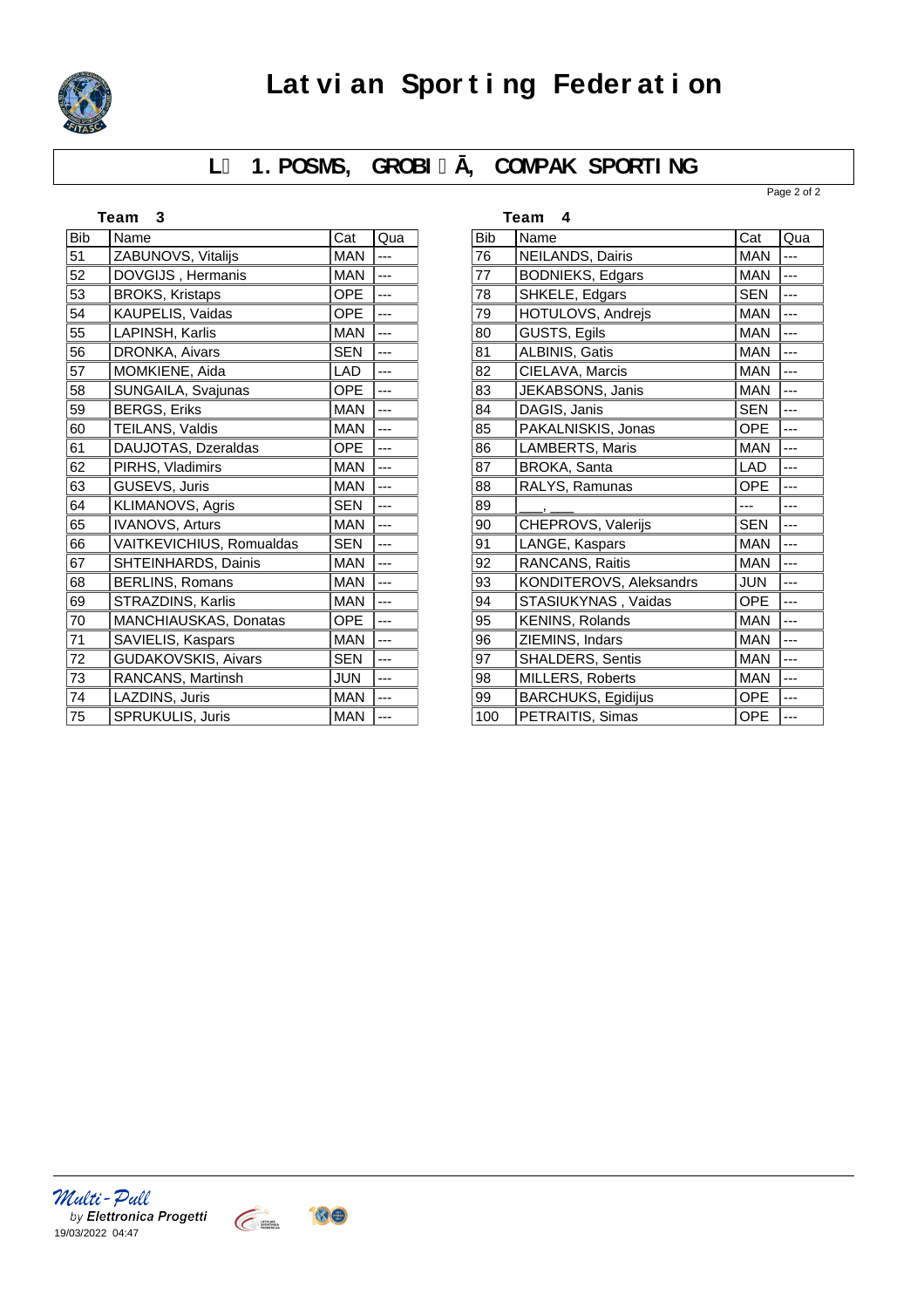# Latvian Sporting Federation

## L 1.POSMS, GROBIĀ, COMPAK SPORTING

**Team 3**

| Bib | Name | Cat | Qua |
|---|---|---|---|
| 51 | ZABUNOVS, Vitalijs | MAN | --- |
| 52 | DOVGIJS , Hermanis | MAN | --- |
| 53 | BROKS, Kristaps | OPE | --- |
| 54 | KAUPELIS, Vaidas | OPE | --- |
| 55 | LAPINSH, Karlis | MAN | --- |
| 56 | DRONKA, Aivars | SEN | --- |
| 57 | MOMKIENE, Aida | LAD | --- |
| 58 | SUNGAILA, Svajunas | OPE | --- |
| 59 | BERGS, Eriks | MAN | --- |
| 60 | TEILANS, Valdis | MAN | --- |
| 61 | DAUJOTAS, Dzeraldas | OPE | --- |
| 62 | PIRHS, Vladimirs | MAN | --- |
| 63 | GUSEVS, Juris | MAN | --- |
| 64 | KLIMANOVS, Agris | SEN | --- |
| 65 | IVANOVS, Arturs | MAN | --- |
| 66 | VAITKEVICHIUS, Romualdas | SEN | --- |
| 67 | SHTEINHARDS, Dainis | MAN | --- |
| 68 | BERLINS, Romans | MAN | --- |
| 69 | STRAZDINS, Karlis | MAN | --- |
| 70 | MANCHIAUSKAS, Donatas | OPE | --- |
| 71 | SAVIELIS, Kaspars | MAN | --- |
| 72 | GUDAKOVSKIS, Aivars | SEN | --- |
| 73 | RANCANS, Martinsh | JUN | --- |
| 74 | LAZDINS, Juris | MAN | --- |
| 75 | SPRUKULIS, Juris | MAN | --- |

**Team 4**

| Bib | Name | Cat | Qua |
|---|---|---|---|
| 76 | NEILANDS, Dairis | MAN | --- |
| 77 | BODNIEKS, Edgars | MAN | --- |
| 78 | SHKELE, Edgars | SEN | --- |
| 79 | HOTULOVS, Andrejs | MAN | --- |
| 80 | GUSTS, Egils | MAN | --- |
| 81 | ALBINIS, Gatis | MAN | --- |
| 82 | CIELAVA, Marcis | MAN | --- |
| 83 | JEKABSONS, Janis | MAN | --- |
| 84 | DAGIS, Janis | SEN | --- |
| 85 | PAKALNISKIS, Jonas | OPE | --- |
| 86 | LAMBERTS, Maris | MAN | --- |
| 87 | BROKA, Santa | LAD | --- |
| 88 | RALYS, Ramunas | OPE | --- |
| 89 | ___, ___ | --- | --- |
| 90 | CHEPROVS, Valerijs | SEN | --- |
| 91 | LANGE, Kaspars | MAN | --- |
| 92 | RANCANS, Raitis | MAN | --- |
| 93 | KONDITEROVS, Aleksandrs | JUN | --- |
| 94 | STASIUKYNAS , Vaidas | OPE | --- |
| 95 | KENINS, Rolands | MAN | --- |
| 96 | ZIEMINS, Indars | MAN | --- |
| 97 | SHALDERS, Sentis | MAN | --- |
| 98 | MILLERS, Roberts | MAN | --- |
| 99 | BARCHUKS, Egidijus | OPE | --- |
| 100 | PETRAITIS, Simas | OPE | --- |

Multi-Pull by Elettronica Progetti
19/03/2022 04:47